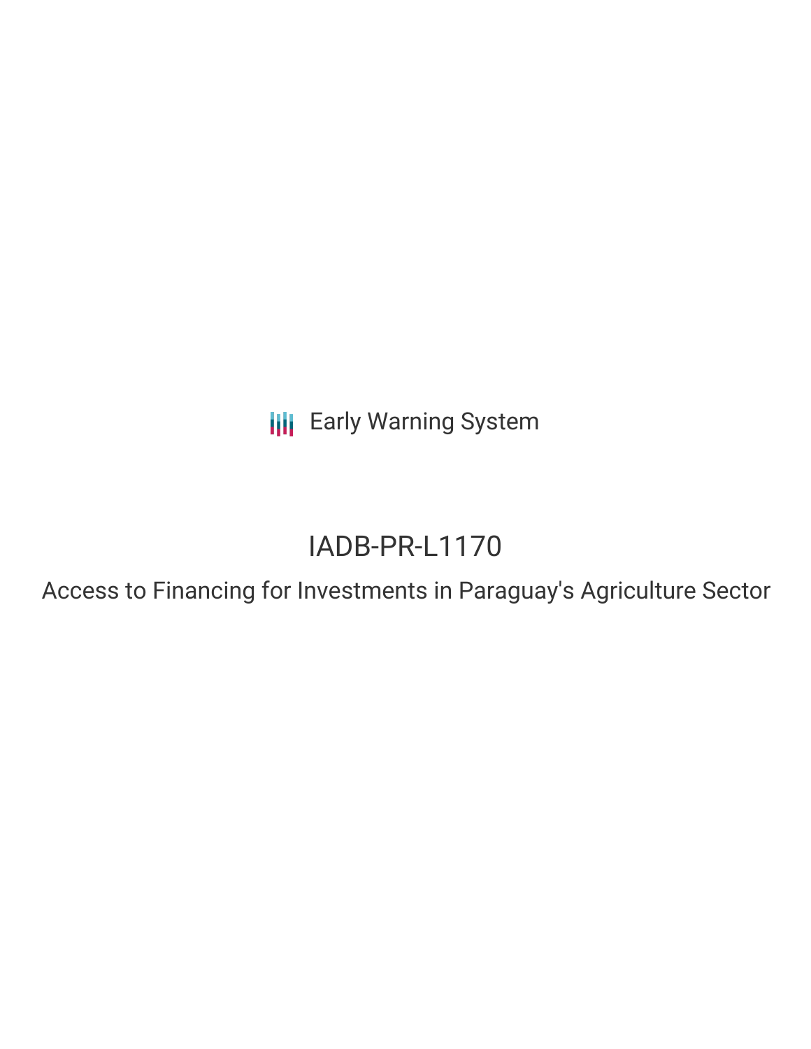Early Warning System

# IADB-PR-L1170

## Access to Financing for Investments in Paraguay's Agriculture Sector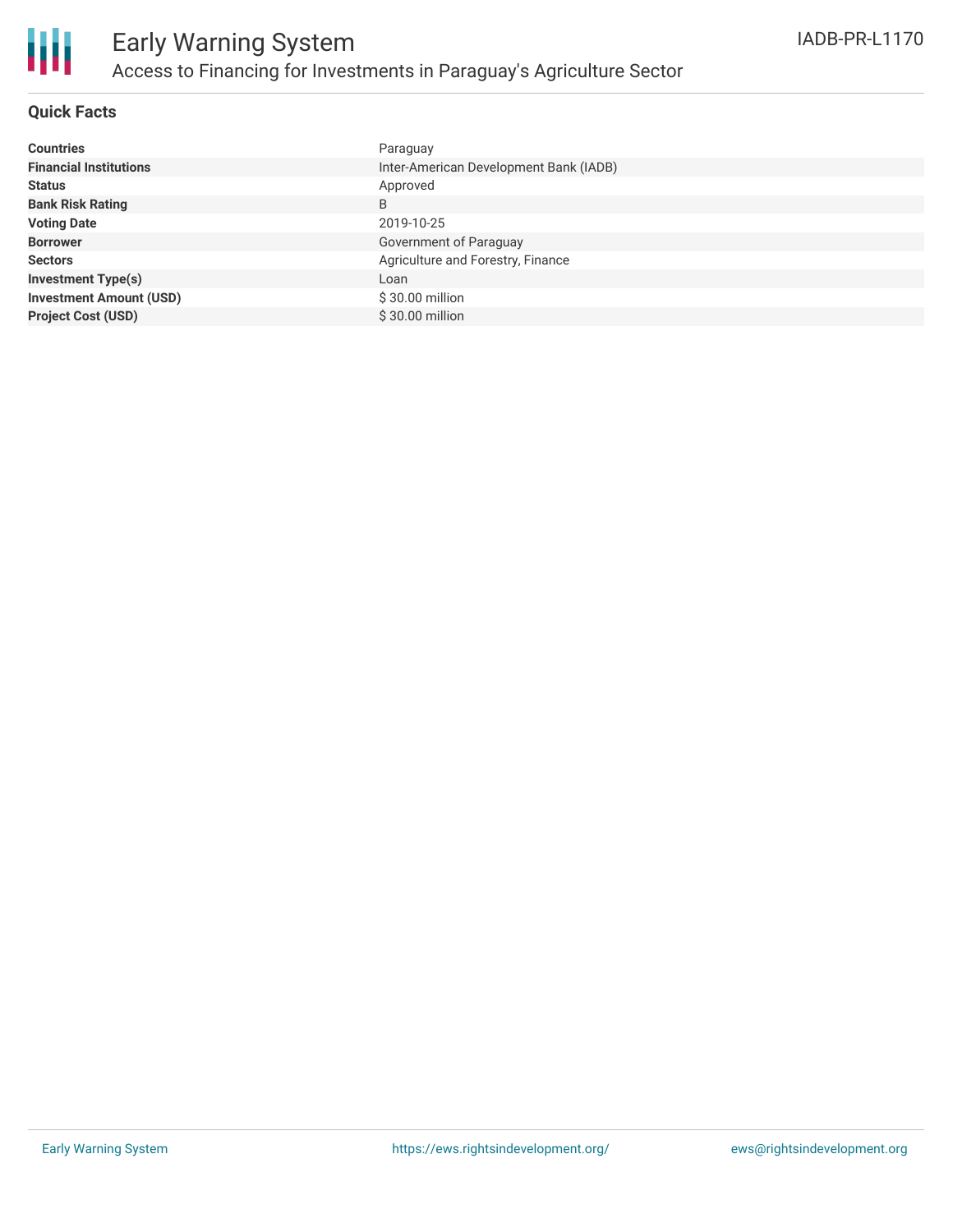# Early Warning System

## Access to Financing for Investments in Paraguay's Agriculture Sector

IADB-PR-L1170

### Quick Facts

| | |
|---|---|
| **Countries** | Paraguay |
| **Financial Institutions** | Inter-American Development Bank (IADB) |
| **Status** | Approved |
| **Bank Risk Rating** | B |
| **Voting Date** | 2019-10-25 |
| **Borrower** | Government of Paraguay |
| **Sectors** | Agriculture and Forestry, Finance |
| **Investment Type(s)** | Loan |
| **Investment Amount (USD)** | $ 30.00 million |
| **Project Cost (USD)** | $ 30.00 million |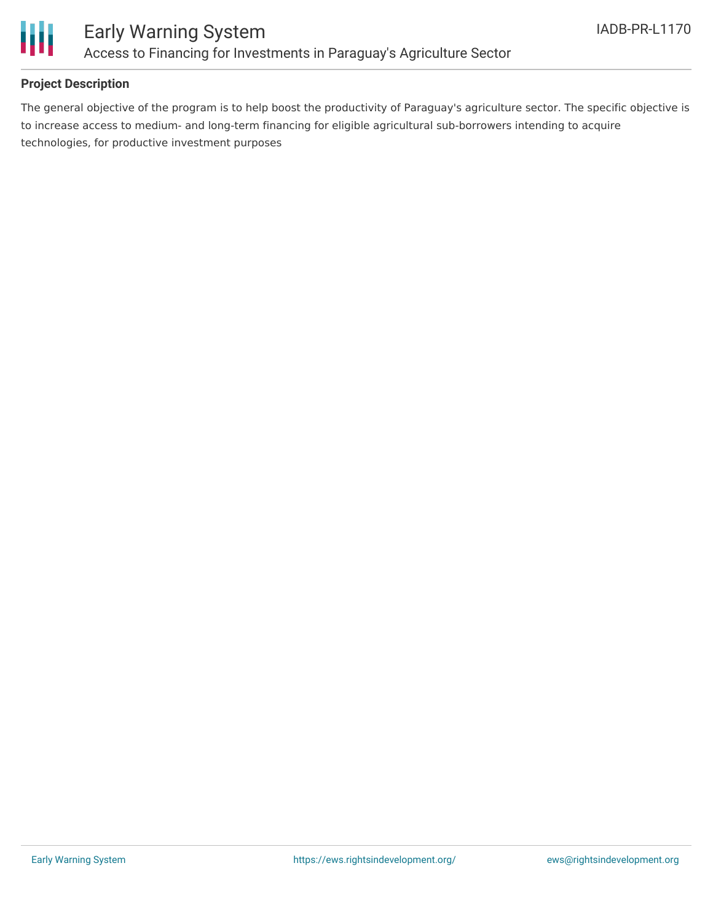## Project Description

The general objective of the program is to help boost the productivity of Paraguay's agriculture sector. The specific objective is to increase access to medium- and long-term financing for eligible agricultural sub-borrowers intending to acquire technologies, for productive investment purposes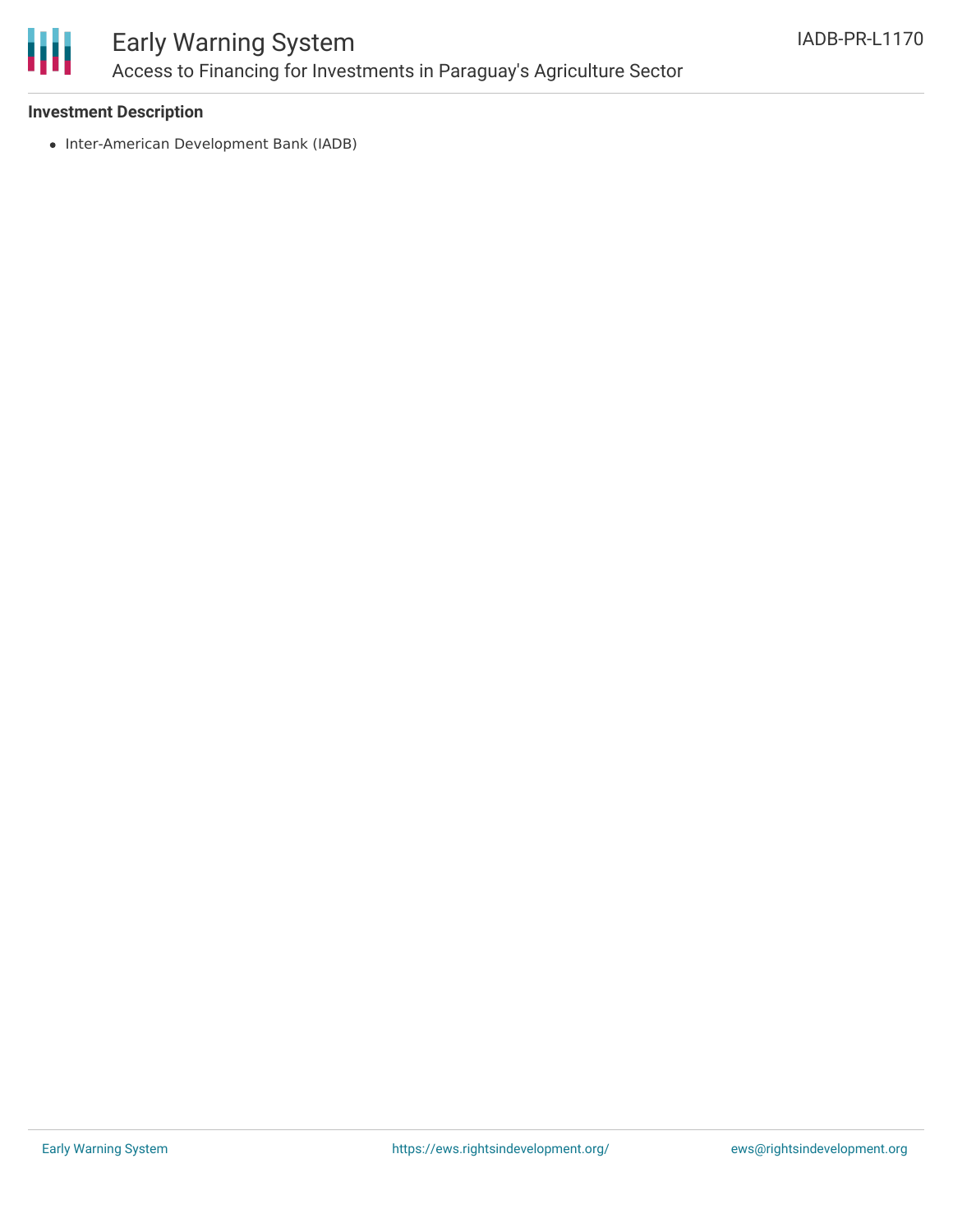**Investment Description**

- Inter-American Development Bank (IADB)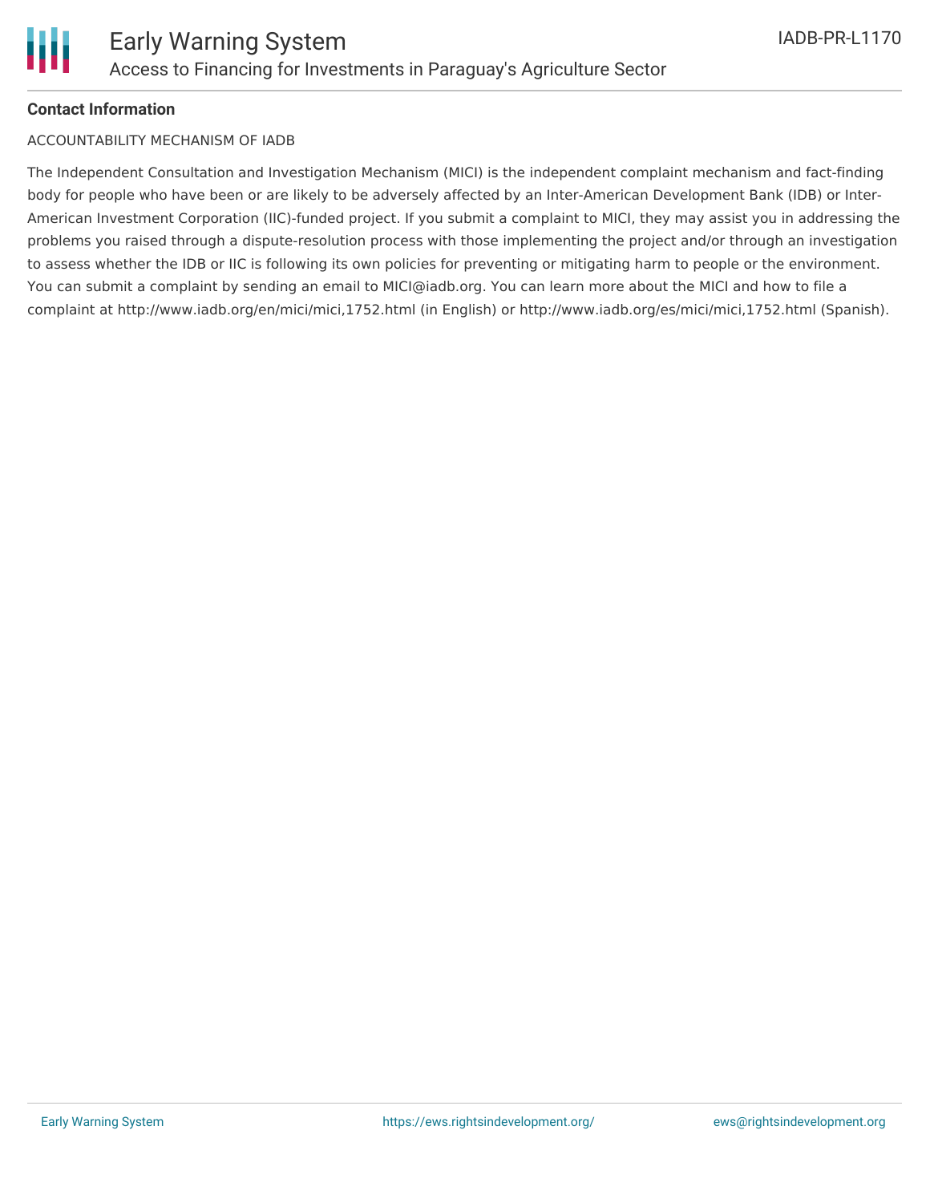**Contact Information**

ACCOUNTABILITY MECHANISM OF IADB

The Independent Consultation and Investigation Mechanism (MICI) is the independent complaint mechanism and fact-finding body for people who have been or are likely to be adversely affected by an Inter-American Development Bank (IDB) or Inter-American Investment Corporation (IIC)-funded project. If you submit a complaint to MICI, they may assist you in addressing the problems you raised through a dispute-resolution process with those implementing the project and/or through an investigation to assess whether the IDB or IIC is following its own policies for preventing or mitigating harm to people or the environment. You can submit a complaint by sending an email to MICI@iadb.org. You can learn more about the MICI and how to file a complaint at http://www.iadb.org/en/mici/mici,1752.html (in English) or http://www.iadb.org/es/mici/mici,1752.html (Spanish).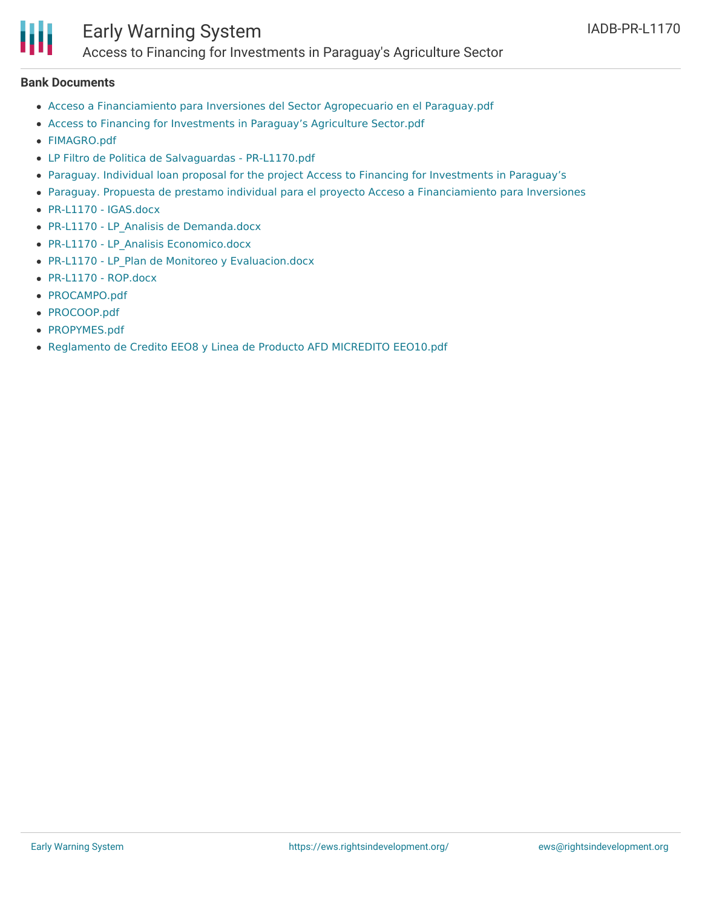## Bank Documents

- Acceso a Financiamiento para Inversiones del Sector Agropecuario en el Paraguay.pdf
- Access to Financing for Investments in Paraguay's Agriculture Sector.pdf
- FIMAGRO.pdf
- LP Filtro de Politica de Salvaguardas - PR-L1170.pdf
- Paraguay. Individual loan proposal for the project Access to Financing for Investments in Paraguay's
- Paraguay. Propuesta de prestamo individual para el proyecto Acceso a Financiamiento para Inversiones
- PR-L1170 - IGAS.docx
- PR-L1170 - LP_Analisis de Demanda.docx
- PR-L1170 - LP_Analisis Economico.docx
- PR-L1170 - LP_Plan de Monitoreo y Evaluacion.docx
- PR-L1170 - ROP.docx
- PROCAMPO.pdf
- PROCOOP.pdf
- PROPYMES.pdf
- Reglamento de Credito EEO8 y Linea de Producto AFD MICREDITO EEO10.pdf